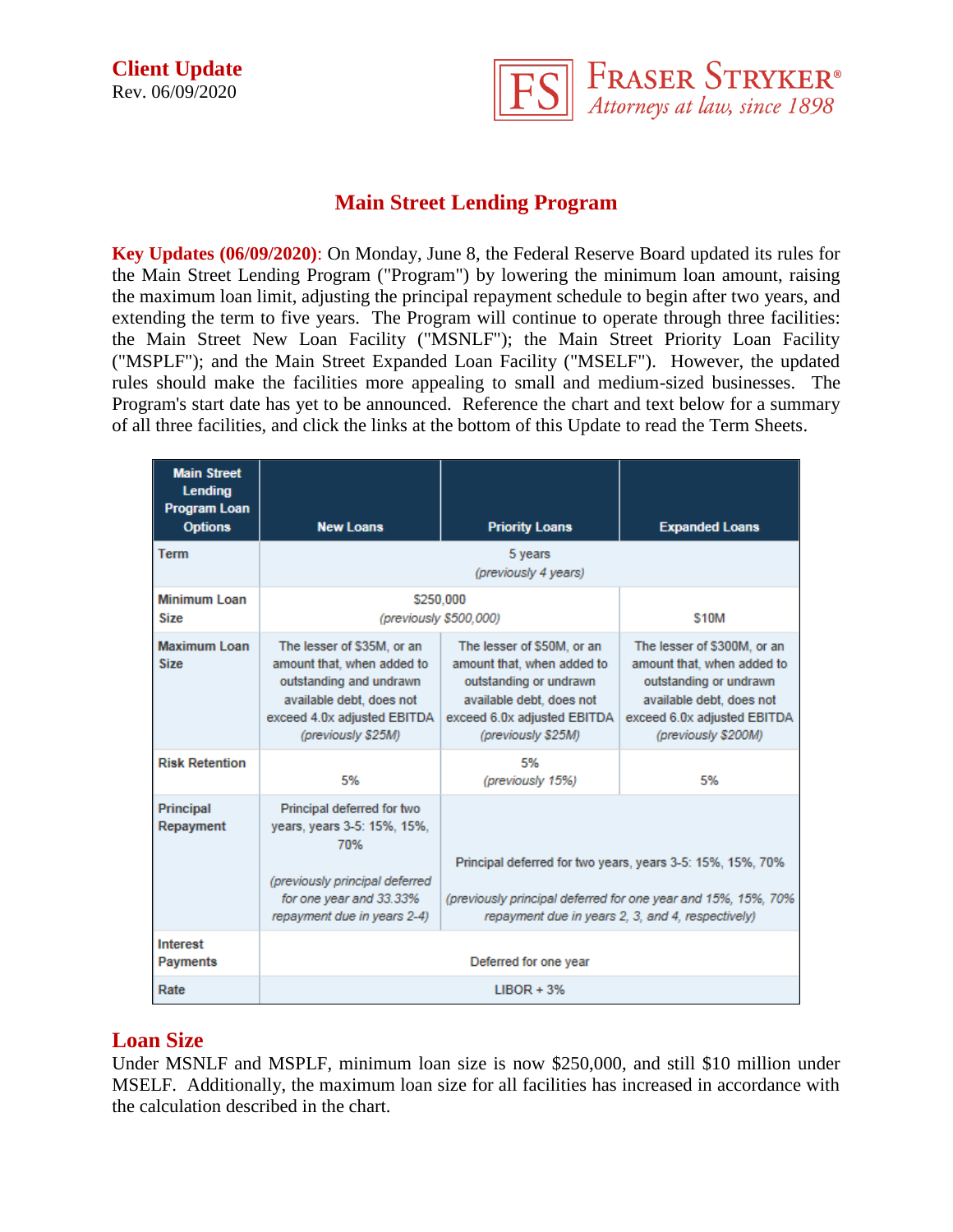**Client Update**
Rev. 06/09/2020

FRASER STRYKER®
*Attorneys at law, since 1898*

# Main Street Lending Program

**Key Updates (06/09/2020)**: On Monday, June 8, the Federal Reserve Board updated its rules for the Main Street Lending Program ("Program") by lowering the minimum loan amount, raising the maximum loan limit, adjusting the principal repayment schedule to begin after two years, and extending the term to five years. The Program will continue to operate through three facilities: the Main Street New Loan Facility ("MSNLF"); the Main Street Priority Loan Facility ("MSPLF"); and the Main Street Expanded Loan Facility ("MSELF"). However, the updated rules should make the facilities more appealing to small and medium-sized businesses. The Program's start date has yet to be announced. Reference the chart and text below for a summary of all three facilities, and click the links at the bottom of this Update to read the Term Sheets.

| Main Street Lending Program Loan Options | New Loans | Priority Loans | Expanded Loans |
|---|---|---|---|
| Term | 5 years *(previously 4 years)* | | |
| Minimum Loan Size | $250,000 *(previously $500,000)* | | $10M |
| Maximum Loan Size | The lesser of $35M, or an amount that, when added to outstanding and undrawn available debt, does not exceed 4.0x adjusted EBITDA *(previously $25M)* | The lesser of $50M, or an amount that, when added to outstanding or undrawn available debt, does not exceed 6.0x adjusted EBITDA *(previously $25M)* | The lesser of $300M, or an amount that, when added to outstanding or undrawn available debt, does not exceed 6.0x adjusted EBITDA *(previously $200M)* |
| Risk Retention | 5% | 5% *(previously 15%)* | 5% |
| Principal Repayment | Principal deferred for two years, years 3-5: 15%, 15%, 70% *(previously principal deferred for one year and 33.33% repayment due in years 2-4)* | Principal deferred for two years, years 3-5: 15%, 15%, 70% *(previously principal deferred for one year and 15%, 15%, 70% repayment due in years 2, 3, and 4, respectively)* | |
| Interest Payments | Deferred for one year | | |
| Rate | LIBOR + 3% | | |

## Loan Size

Under MSNLF and MSPLF, minimum loan size is now $250,000, and still $10 million under MSELF. Additionally, the maximum loan size for all facilities has increased in accordance with the calculation described in the chart.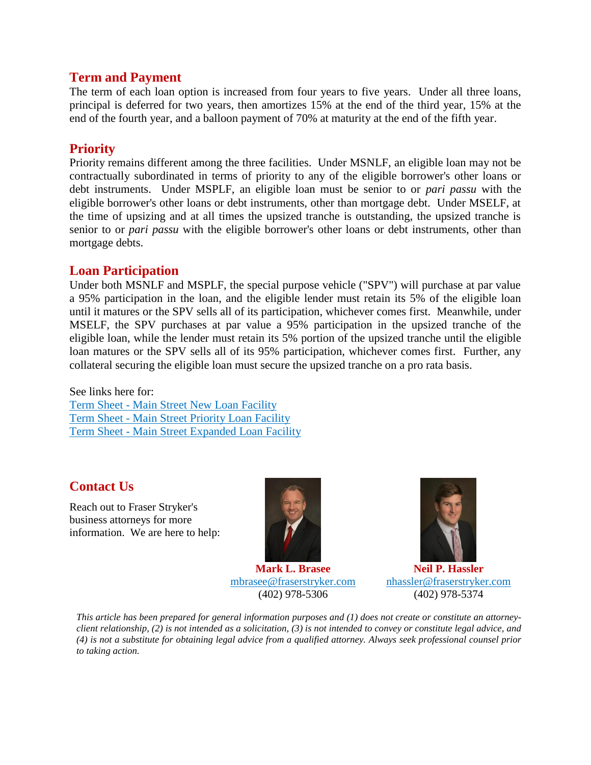## Term and Payment

The term of each loan option is increased from four years to five years. Under all three loans, principal is deferred for two years, then amortizes 15% at the end of the third year, 15% at the end of the fourth year, and a balloon payment of 70% at maturity at the end of the fifth year.

## Priority

Priority remains different among the three facilities. Under MSNLF, an eligible loan may not be contractually subordinated in terms of priority to any of the eligible borrower's other loans or debt instruments. Under MSPLF, an eligible loan must be senior to or *pari passu* with the eligible borrower's other loans or debt instruments, other than mortgage debt. Under MSELF, at the time of upsizing and at all times the upsized tranche is outstanding, the upsized tranche is senior to or *pari passu* with the eligible borrower's other loans or debt instruments, other than mortgage debts.

## Loan Participation

Under both MSNLF and MSPLF, the special purpose vehicle ("SPV") will purchase at par value a 95% participation in the loan, and the eligible lender must retain its 5% of the eligible loan until it matures or the SPV sells all of its participation, whichever comes first. Meanwhile, under MSELF, the SPV purchases at par value a 95% participation in the upsized tranche of the eligible loan, while the lender must retain its 5% portion of the upsized tranche until the eligible loan matures or the SPV sells all of its 95% participation, whichever comes first. Further, any collateral securing the eligible loan must secure the upsized tranche on a pro rata basis.

See links here for:
[Term Sheet - Main Street New Loan Facility]()
[Term Sheet - Main Street Priority Loan Facility]()
[Term Sheet - Main Street Expanded Loan Facility]()

## Contact Us

Reach out to Fraser Stryker's business attorneys for more information. We are here to help:

**Mark L. Brasee**
mbrasee@fraserstryker.com
(402) 978-5306

**Neil P. Hassler**
nhassler@fraserstryker.com
(402) 978-5374

*This article has been prepared for general information purposes and (1) does not create or constitute an attorney-client relationship, (2) is not intended as a solicitation, (3) is not intended to convey or constitute legal advice, and (4) is not a substitute for obtaining legal advice from a qualified attorney. Always seek professional counsel prior to taking action.*